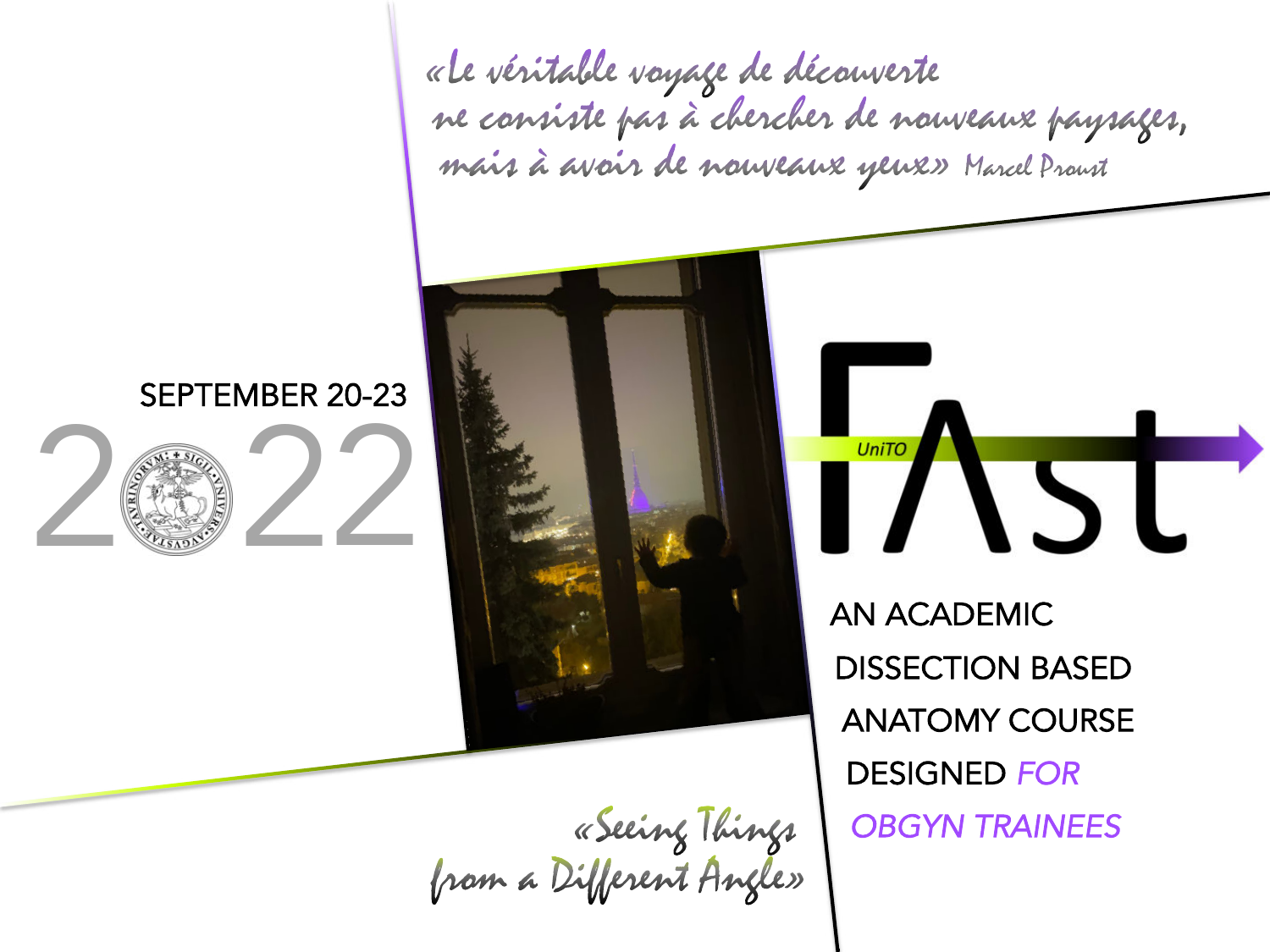«Le véritable voyage de découverte ne consiste pas à chercher de nouveaux paysages, mais à avoir de nouveaux yeux» Marcel Proust

SEPTEMBER 20-23

2022

# UniTO FASt

AN ACADEMIC DISSECTION BASED ANATOMY COURSE DESIGNED *FOR OBGYN TRAINEES*

*«Seeing Things from a Different Angle»*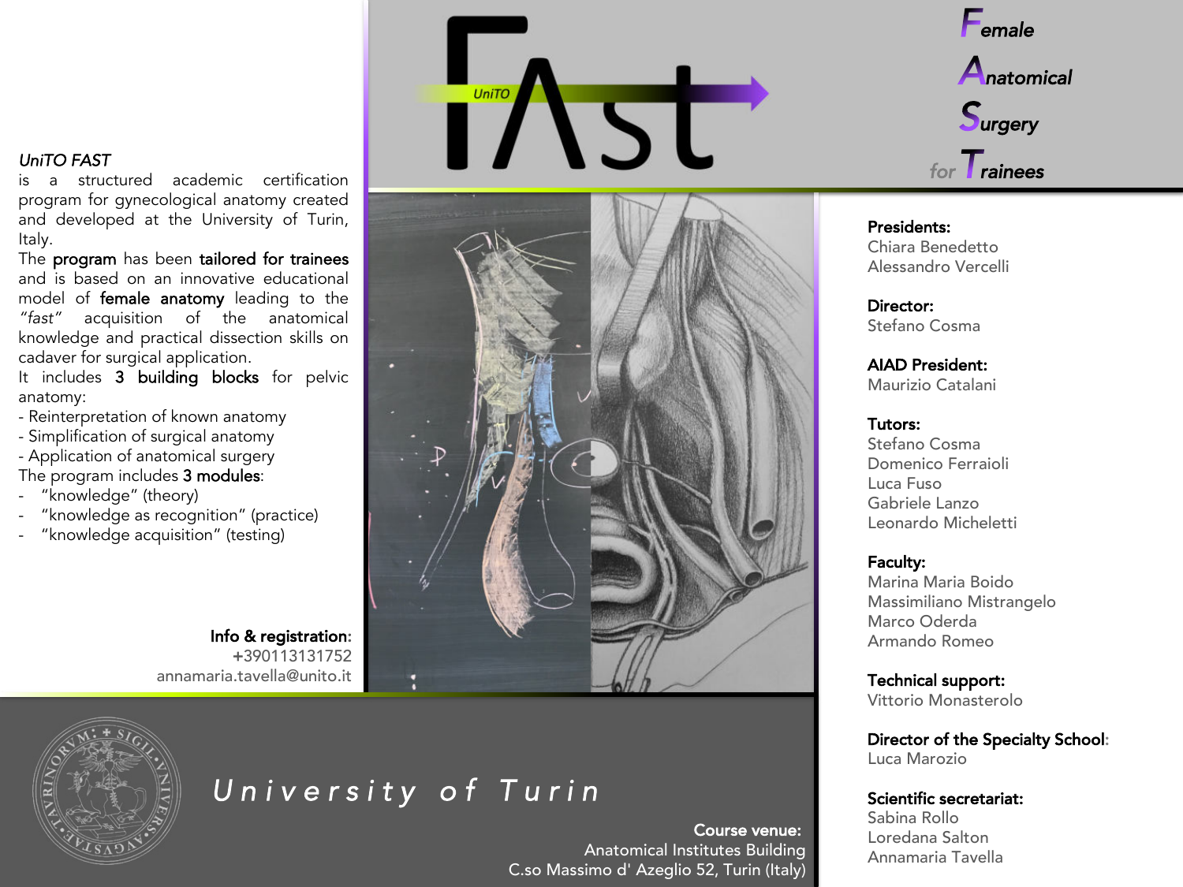# FAst

UniTO

**F**emale
**A**natomical
**S**urgery
for **T**rainees

*UniTO FAST*
is a structured academic certification program for gynecological anatomy created and developed at the University of Turin, Italy.
The **program** has been **tailored for trainees** and is based on an innovative educational model of **female anatomy** leading to the *"fast"* acquisition of the anatomical knowledge and practical dissection skills on cadaver for surgical application.
It includes **3 building blocks** for pelvic anatomy:

- Reinterpretation of known anatomy
- Simplification of surgical anatomy
- Application of anatomical surgery

The program includes **3 modules**:

- "knowledge" (theory)
- "knowledge as recognition" (practice)
- "knowledge acquisition" (testing)

**Info & registration:**
+390113131752
annamaria.tavella@unito.it

**Presidents:**
Chiara Benedetto
Alessandro Vercelli

**Director:**
Stefano Cosma

**AIAD President:**
Maurizio Catalani

**Tutors:**
Stefano Cosma
Domenico Ferraioli
Luca Fuso
Gabriele Lanzo
Leonardo Micheletti

**Faculty:**
Marina Maria Boido
Massimiliano Mistrangelo
Marco Oderda
Armando Romeo

**Technical support:**
Vittorio Monasterolo

**Director of the Specialty School:**
Luca Marozio

**Scientific secretariat:**
Sabina Rollo
Loredana Salton
Annamaria Tavella

*University of Turin*

**Course venue:**
Anatomical Institutes Building
C.so Massimo d' Azeglio 52, Turin (Italy)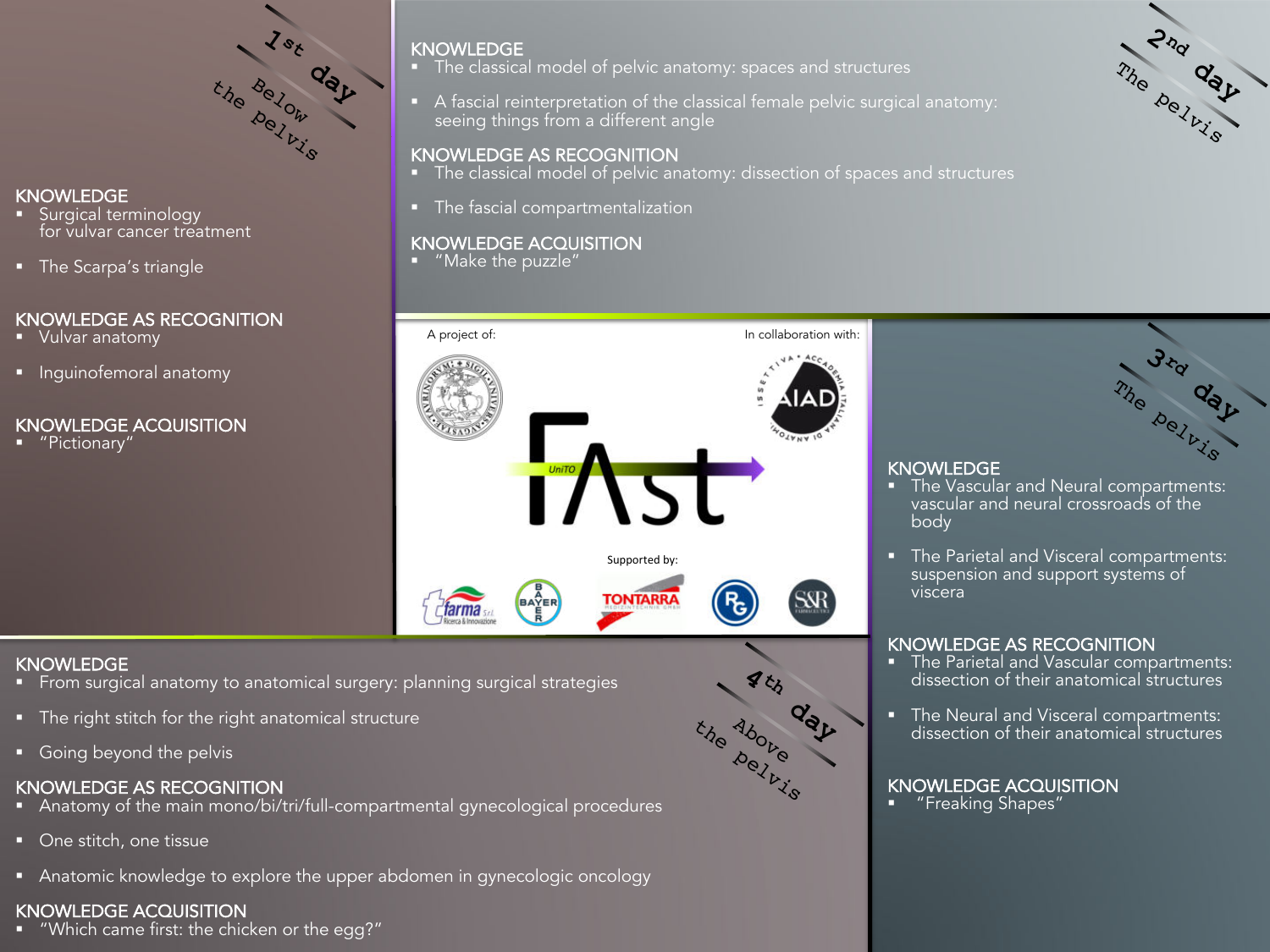## 1st day – Below the pelvis

### KNOWLEDGE
- Surgical terminology for vulvar cancer treatment
- The Scarpa's triangle

### KNOWLEDGE AS RECOGNITION
- Vulvar anatomy
- Inguinofemoral anatomy

### KNOWLEDGE ACQUISITION
- "Pictionary"

## 2nd day – The pelvis

### KNOWLEDGE
- The classical model of pelvic anatomy: spaces and structures
- A fascial reinterpretation of the classical female pelvic surgical anatomy: seeing things from a different angle

### KNOWLEDGE AS RECOGNITION
- The classical model of pelvic anatomy: dissection of spaces and structures
- The fascial compartmentalization

### KNOWLEDGE ACQUISITION
- "Make the puzzle"

A project of: UniTO

In collaboration with: AIAD – Accademia Italiana di Anatomia Dissettiva

# FAst

Supported by: farma s.r.l. Ricerca & Innovazione, BAYER, TONTARRA Medizintechnik GmbH, RG, S&R Farmaceutici

## 3rd day – The pelvis

### KNOWLEDGE
- The Vascular and Neural compartments: vascular and neural crossroads of the body
- The Parietal and Visceral compartments: suspension and support systems of viscera

### KNOWLEDGE AS RECOGNITION
- The Parietal and Vascular compartments: dissection of their anatomical structures
- The Neural and Visceral compartments: dissection of their anatomical structures

### KNOWLEDGE ACQUISITION
- "Freaking Shapes"

## 4th day – Above the pelvis

### KNOWLEDGE
- From surgical anatomy to anatomical surgery: planning surgical strategies
- The right stitch for the right anatomical structure
- Going beyond the pelvis

### KNOWLEDGE AS RECOGNITION
- Anatomy of the main mono/bi/tri/full-compartmental gynecological procedures
- One stitch, one tissue
- Anatomic knowledge to explore the upper abdomen in gynecologic oncology

### KNOWLEDGE ACQUISITION
- "Which came first: the chicken or the egg?"